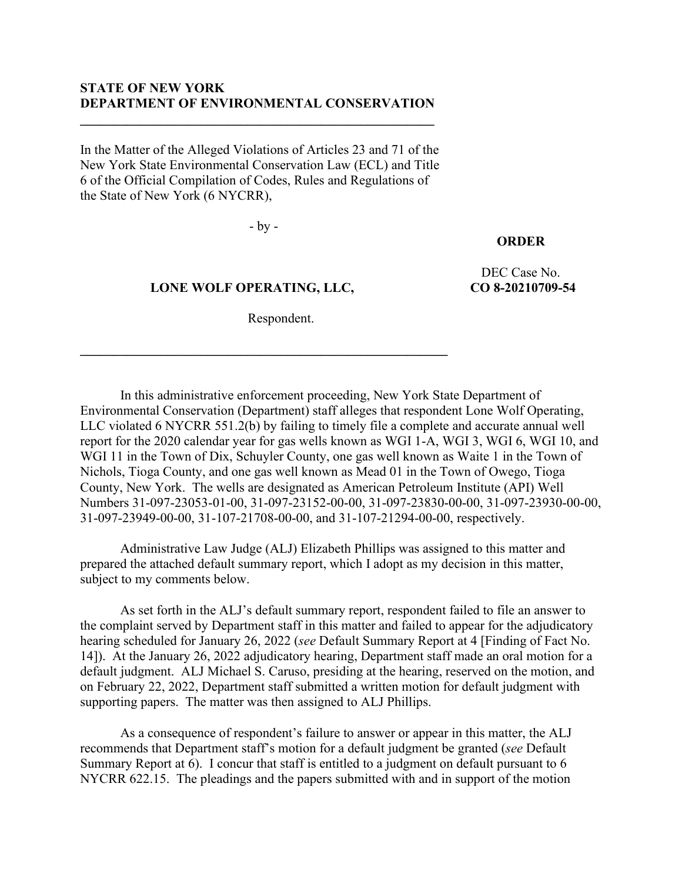**STATE OF NEW YORK**
**DEPARTMENT OF ENVIRONMENTAL CONSERVATION**

---

In the Matter of the Alleged Violations of Articles 23 and 71 of the New York State Environmental Conservation Law (ECL) and Title 6 of the Official Compilation of Codes, Rules and Regulations of the State of New York (6 NYCRR),

- by -

**LONE WOLF OPERATING, LLC,**

Respondent.

**ORDER**

DEC Case No.
**CO 8-20210709-54**

---

In this administrative enforcement proceeding, New York State Department of Environmental Conservation (Department) staff alleges that respondent Lone Wolf Operating, LLC violated 6 NYCRR 551.2(b) by failing to timely file a complete and accurate annual well report for the 2020 calendar year for gas wells known as WGI 1-A, WGI 3, WGI 6, WGI 10, and WGI 11 in the Town of Dix, Schuyler County, one gas well known as Waite 1 in the Town of Nichols, Tioga County, and one gas well known as Mead 01 in the Town of Owego, Tioga County, New York. The wells are designated as American Petroleum Institute (API) Well Numbers 31-097-23053-01-00, 31-097-23152-00-00, 31-097-23830-00-00, 31-097-23930-00-00, 31-097-23949-00-00, 31-107-21708-00-00, and 31-107-21294-00-00, respectively.

Administrative Law Judge (ALJ) Elizabeth Phillips was assigned to this matter and prepared the attached default summary report, which I adopt as my decision in this matter, subject to my comments below.

As set forth in the ALJ's default summary report, respondent failed to file an answer to the complaint served by Department staff in this matter and failed to appear for the adjudicatory hearing scheduled for January 26, 2022 (*see* Default Summary Report at 4 [Finding of Fact No. 14]). At the January 26, 2022 adjudicatory hearing, Department staff made an oral motion for a default judgment. ALJ Michael S. Caruso, presiding at the hearing, reserved on the motion, and on February 22, 2022, Department staff submitted a written motion for default judgment with supporting papers. The matter was then assigned to ALJ Phillips.

As a consequence of respondent's failure to answer or appear in this matter, the ALJ recommends that Department staff's motion for a default judgment be granted (*see* Default Summary Report at 6). I concur that staff is entitled to a judgment on default pursuant to 6 NYCRR 622.15. The pleadings and the papers submitted with and in support of the motion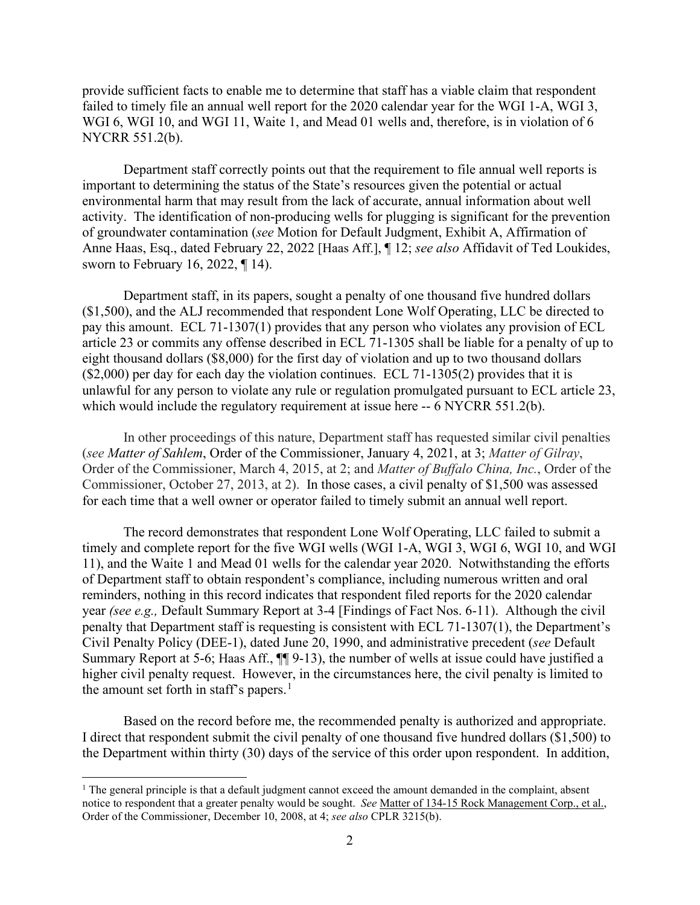provide sufficient facts to enable me to determine that staff has a viable claim that respondent failed to timely file an annual well report for the 2020 calendar year for the WGI 1-A, WGI 3, WGI 6, WGI 10, and WGI 11, Waite 1, and Mead 01 wells and, therefore, is in violation of 6 NYCRR 551.2(b).

Department staff correctly points out that the requirement to file annual well reports is important to determining the status of the State's resources given the potential or actual environmental harm that may result from the lack of accurate, annual information about well activity. The identification of non-producing wells for plugging is significant for the prevention of groundwater contamination (*see* Motion for Default Judgment, Exhibit A, Affirmation of Anne Haas, Esq., dated February 22, 2022 [Haas Aff.], ¶ 12; *see also* Affidavit of Ted Loukides, sworn to February 16, 2022, ¶ 14).

Department staff, in its papers, sought a penalty of one thousand five hundred dollars ($1,500), and the ALJ recommended that respondent Lone Wolf Operating, LLC be directed to pay this amount. ECL 71-1307(1) provides that any person who violates any provision of ECL article 23 or commits any offense described in ECL 71-1305 shall be liable for a penalty of up to eight thousand dollars ($8,000) for the first day of violation and up to two thousand dollars ($2,000) per day for each day the violation continues. ECL 71-1305(2) provides that it is unlawful for any person to violate any rule or regulation promulgated pursuant to ECL article 23, which would include the regulatory requirement at issue here -- 6 NYCRR 551.2(b).

In other proceedings of this nature, Department staff has requested similar civil penalties (*see Matter of Sahlem*, Order of the Commissioner, January 4, 2021, at 3; *Matter of Gilray*, Order of the Commissioner, March 4, 2015, at 2; and *Matter of Buffalo China, Inc.*, Order of the Commissioner, October 27, 2013, at 2). In those cases, a civil penalty of $1,500 was assessed for each time that a well owner or operator failed to timely submit an annual well report.

The record demonstrates that respondent Lone Wolf Operating, LLC failed to submit a timely and complete report for the five WGI wells (WGI 1-A, WGI 3, WGI 6, WGI 10, and WGI 11), and the Waite 1 and Mead 01 wells for the calendar year 2020. Notwithstanding the efforts of Department staff to obtain respondent's compliance, including numerous written and oral reminders, nothing in this record indicates that respondent filed reports for the 2020 calendar year *(see e.g.,* Default Summary Report at 3-4 [Findings of Fact Nos. 6-11). Although the civil penalty that Department staff is requesting is consistent with ECL 71-1307(1), the Department's Civil Penalty Policy (DEE-1), dated June 20, 1990, and administrative precedent (*see* Default Summary Report at 5-6; Haas Aff., ¶¶ 9-13), the number of wells at issue could have justified a higher civil penalty request. However, in the circumstances here, the civil penalty is limited to the amount set forth in staff's papers.[1]

Based on the record before me, the recommended penalty is authorized and appropriate. I direct that respondent submit the civil penalty of one thousand five hundred dollars ($1,500) to the Department within thirty (30) days of the service of this order upon respondent. In addition,

[1] The general principle is that a default judgment cannot exceed the amount demanded in the complaint, absent notice to respondent that a greater penalty would be sought. *See* Matter of 134-15 Rock Management Corp., et al., Order of the Commissioner, December 10, 2008, at 4; *see also* CPLR 3215(b).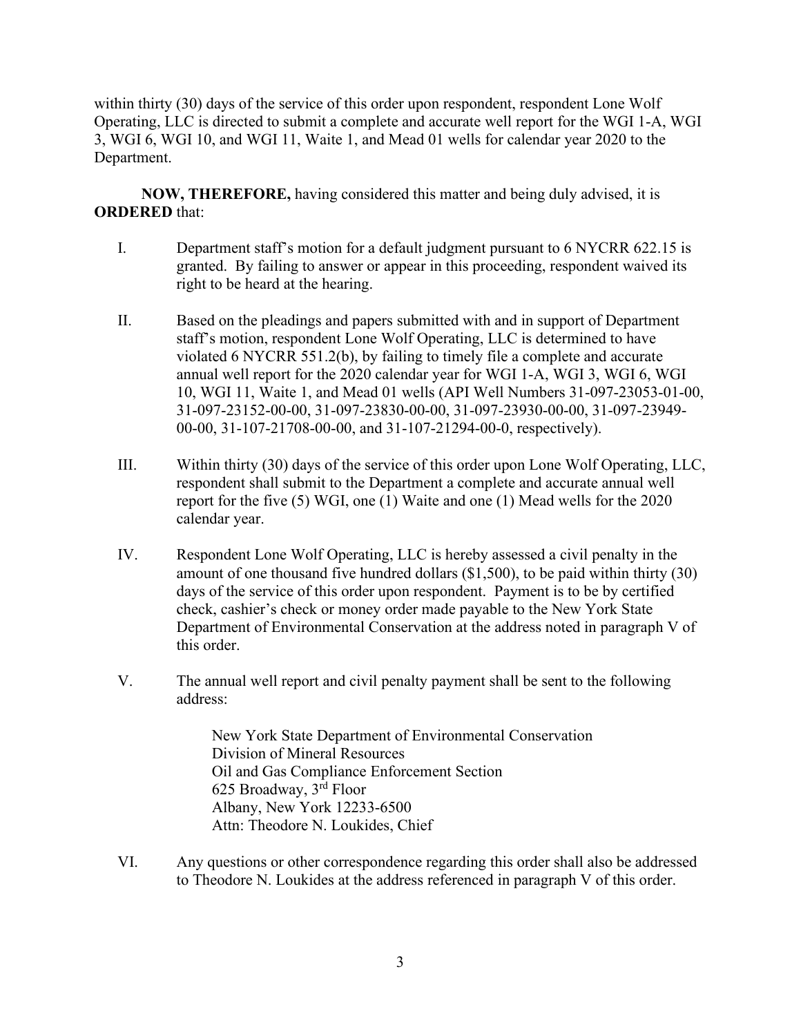within thirty (30) days of the service of this order upon respondent, respondent Lone Wolf Operating, LLC is directed to submit a complete and accurate well report for the WGI 1-A, WGI 3, WGI 6, WGI 10, and WGI 11, Waite 1, and Mead 01 wells for calendar year 2020 to the Department.

**NOW, THEREFORE,** having considered this matter and being duly advised, it is **ORDERED** that:

I. Department staff's motion for a default judgment pursuant to 6 NYCRR 622.15 is granted. By failing to answer or appear in this proceeding, respondent waived its right to be heard at the hearing.

II. Based on the pleadings and papers submitted with and in support of Department staff's motion, respondent Lone Wolf Operating, LLC is determined to have violated 6 NYCRR 551.2(b), by failing to timely file a complete and accurate annual well report for the 2020 calendar year for WGI 1-A, WGI 3, WGI 6, WGI 10, WGI 11, Waite 1, and Mead 01 wells (API Well Numbers 31-097-23053-01-00, 31-097-23152-00-00, 31-097-23830-00-00, 31-097-23930-00-00, 31-097-23949-00-00, 31-107-21708-00-00, and 31-107-21294-00-0, respectively).

III. Within thirty (30) days of the service of this order upon Lone Wolf Operating, LLC, respondent shall submit to the Department a complete and accurate annual well report for the five (5) WGI, one (1) Waite and one (1) Mead wells for the 2020 calendar year.

IV. Respondent Lone Wolf Operating, LLC is hereby assessed a civil penalty in the amount of one thousand five hundred dollars ($1,500), to be paid within thirty (30) days of the service of this order upon respondent. Payment is to be by certified check, cashier's check or money order made payable to the New York State Department of Environmental Conservation at the address noted in paragraph V of this order.

V. The annual well report and civil penalty payment shall be sent to the following address:

> New York State Department of Environmental Conservation
> Division of Mineral Resources
> Oil and Gas Compliance Enforcement Section
> 625 Broadway, 3rd Floor
> Albany, New York 12233-6500
> Attn: Theodore N. Loukides, Chief

VI. Any questions or other correspondence regarding this order shall also be addressed to Theodore N. Loukides at the address referenced in paragraph V of this order.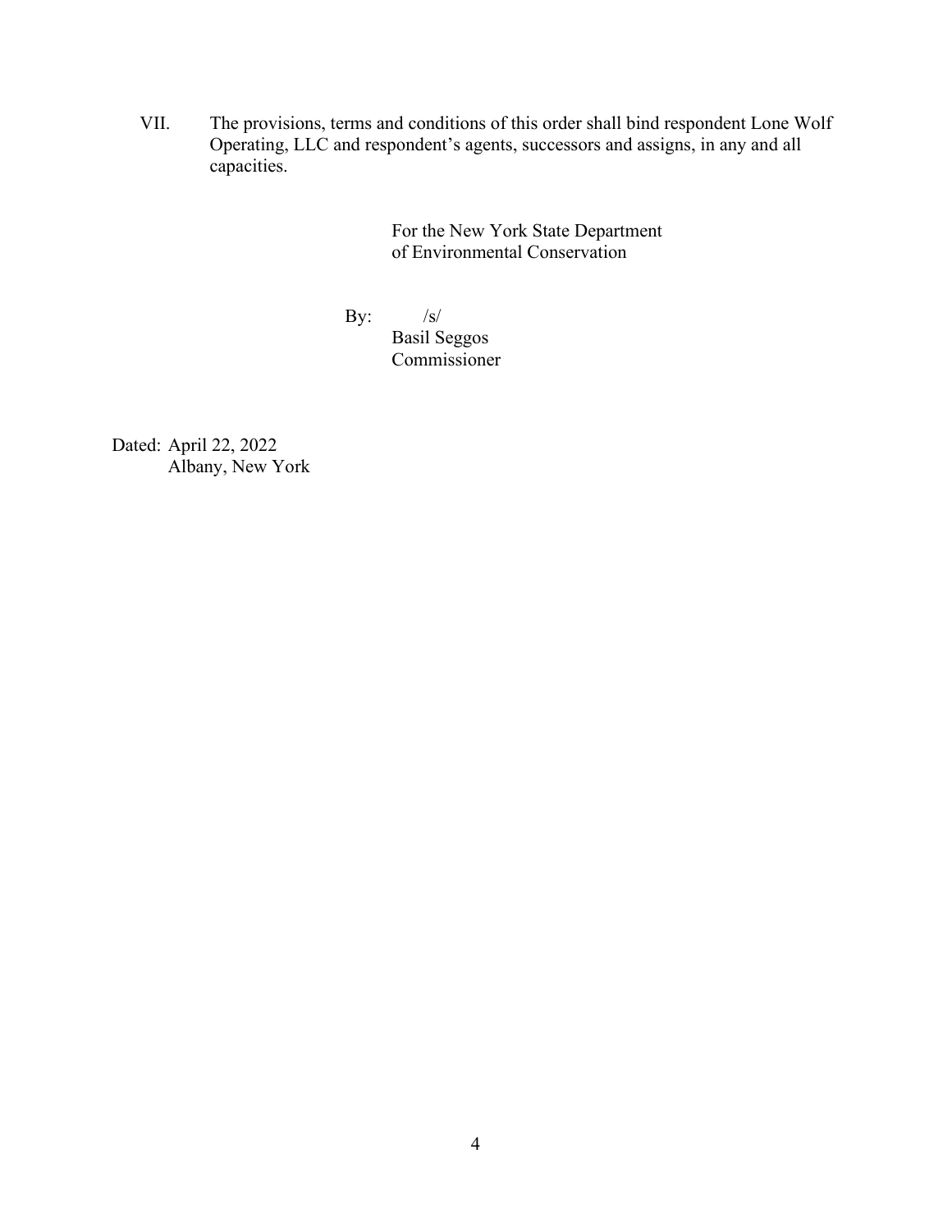VII. The provisions, terms and conditions of this order shall bind respondent Lone Wolf Operating, LLC and respondent's agents, successors and assigns, in any and all capacities.

For the New York State Department
of Environmental Conservation

By: /s/
Basil Seggos
Commissioner

Dated: April 22, 2022
Albany, New York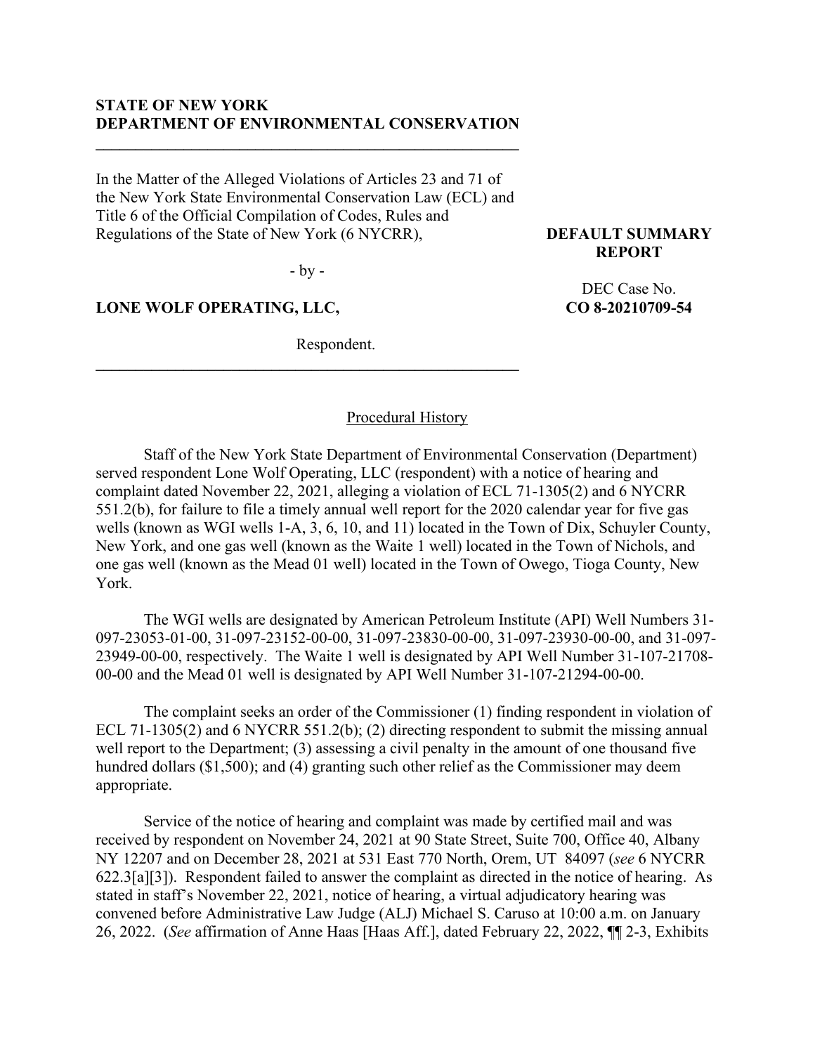**STATE OF NEW YORK**
**DEPARTMENT OF ENVIRONMENTAL CONSERVATION**

In the Matter of the Alleged Violations of Articles 23 and 71 of the New York State Environmental Conservation Law (ECL) and Title 6 of the Official Compilation of Codes, Rules and Regulations of the State of New York (6 NYCRR),

- by -

**LONE WOLF OPERATING, LLC,**

Respondent.

**DEFAULT SUMMARY REPORT**

DEC Case No.
**CO 8-20210709-54**

Procedural History

Staff of the New York State Department of Environmental Conservation (Department) served respondent Lone Wolf Operating, LLC (respondent) with a notice of hearing and complaint dated November 22, 2021, alleging a violation of ECL 71-1305(2) and 6 NYCRR 551.2(b), for failure to file a timely annual well report for the 2020 calendar year for five gas wells (known as WGI wells 1-A, 3, 6, 10, and 11) located in the Town of Dix, Schuyler County, New York, and one gas well (known as the Waite 1 well) located in the Town of Nichols, and one gas well (known as the Mead 01 well) located in the Town of Owego, Tioga County, New York.

The WGI wells are designated by American Petroleum Institute (API) Well Numbers 31-097-23053-01-00, 31-097-23152-00-00, 31-097-23830-00-00, 31-097-23930-00-00, and 31-097-23949-00-00, respectively. The Waite 1 well is designated by API Well Number 31-107-21708-00-00 and the Mead 01 well is designated by API Well Number 31-107-21294-00-00.

The complaint seeks an order of the Commissioner (1) finding respondent in violation of ECL 71-1305(2) and 6 NYCRR 551.2(b); (2) directing respondent to submit the missing annual well report to the Department; (3) assessing a civil penalty in the amount of one thousand five hundred dollars ($1,500); and (4) granting such other relief as the Commissioner may deem appropriate.

Service of the notice of hearing and complaint was made by certified mail and was received by respondent on November 24, 2021 at 90 State Street, Suite 700, Office 40, Albany NY 12207 and on December 28, 2021 at 531 East 770 North, Orem, UT 84097 (*see* 6 NYCRR 622.3[a][3]). Respondent failed to answer the complaint as directed in the notice of hearing. As stated in staff's November 22, 2021, notice of hearing, a virtual adjudicatory hearing was convened before Administrative Law Judge (ALJ) Michael S. Caruso at 10:00 a.m. on January 26, 2022. (*See* affirmation of Anne Haas [Haas Aff.], dated February 22, 2022, ¶¶ 2-3, Exhibits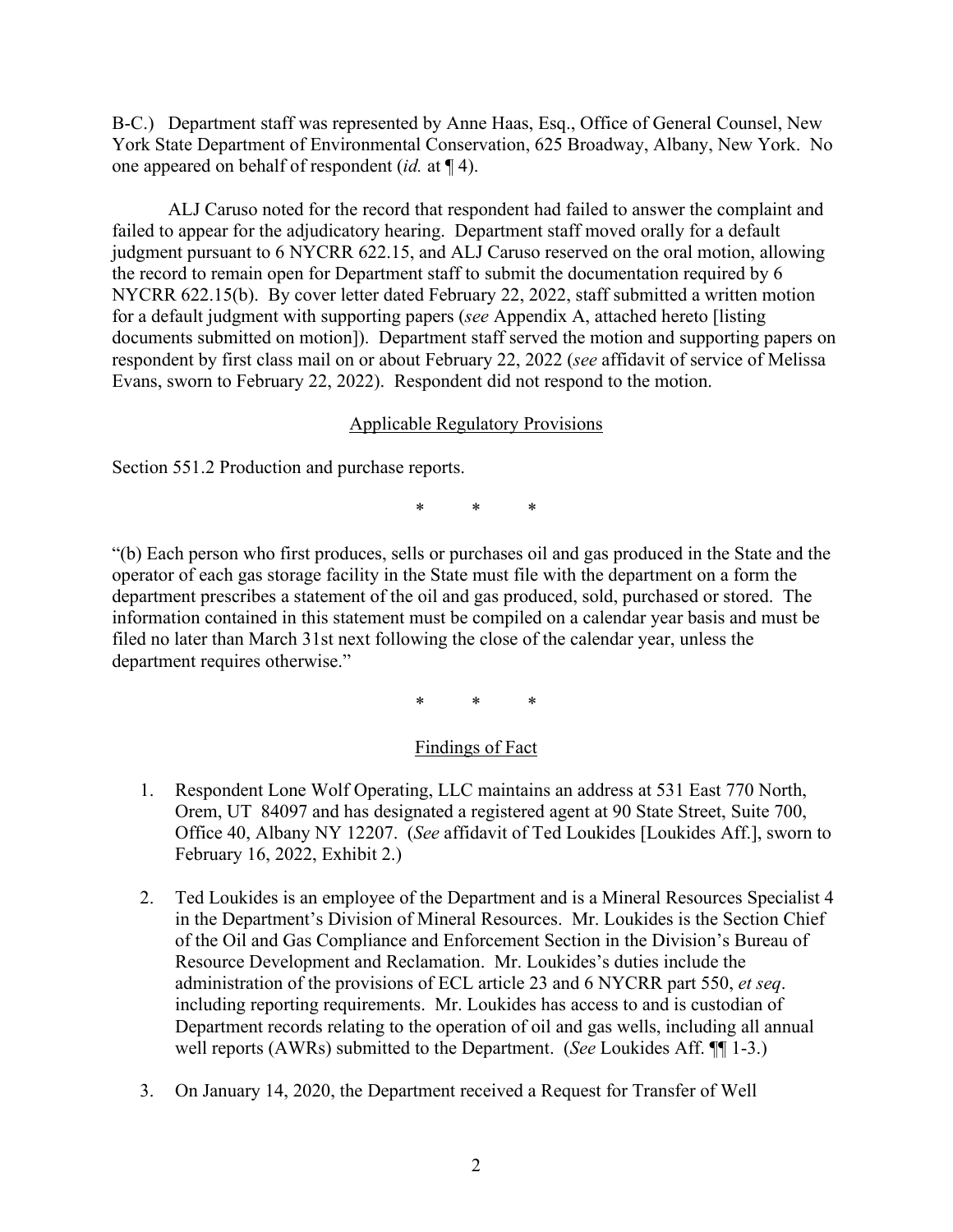B-C.) Department staff was represented by Anne Haas, Esq., Office of General Counsel, New York State Department of Environmental Conservation, 625 Broadway, Albany, New York. No one appeared on behalf of respondent (*id.* at ¶ 4).

ALJ Caruso noted for the record that respondent had failed to answer the complaint and failed to appear for the adjudicatory hearing. Department staff moved orally for a default judgment pursuant to 6 NYCRR 622.15, and ALJ Caruso reserved on the oral motion, allowing the record to remain open for Department staff to submit the documentation required by 6 NYCRR 622.15(b). By cover letter dated February 22, 2022, staff submitted a written motion for a default judgment with supporting papers (*see* Appendix A, attached hereto [listing documents submitted on motion]). Department staff served the motion and supporting papers on respondent by first class mail on or about February 22, 2022 (*see* affidavit of service of Melissa Evans, sworn to February 22, 2022). Respondent did not respond to the motion.

## Applicable Regulatory Provisions

Section 551.2 Production and purchase reports.

\* \* \*

"(b) Each person who first produces, sells or purchases oil and gas produced in the State and the operator of each gas storage facility in the State must file with the department on a form the department prescribes a statement of the oil and gas produced, sold, purchased or stored. The information contained in this statement must be compiled on a calendar year basis and must be filed no later than March 31st next following the close of the calendar year, unless the department requires otherwise."

\* \* \*

## Findings of Fact

1. Respondent Lone Wolf Operating, LLC maintains an address at 531 East 770 North, Orem, UT 84097 and has designated a registered agent at 90 State Street, Suite 700, Office 40, Albany NY 12207. (*See* affidavit of Ted Loukides [Loukides Aff.], sworn to February 16, 2022, Exhibit 2.)
2. Ted Loukides is an employee of the Department and is a Mineral Resources Specialist 4 in the Department's Division of Mineral Resources. Mr. Loukides is the Section Chief of the Oil and Gas Compliance and Enforcement Section in the Division's Bureau of Resource Development and Reclamation. Mr. Loukides's duties include the administration of the provisions of ECL article 23 and 6 NYCRR part 550, *et seq*. including reporting requirements. Mr. Loukides has access to and is custodian of Department records relating to the operation of oil and gas wells, including all annual well reports (AWRs) submitted to the Department. (*See* Loukides Aff. ¶¶ 1-3.)
3. On January 14, 2020, the Department received a Request for Transfer of Well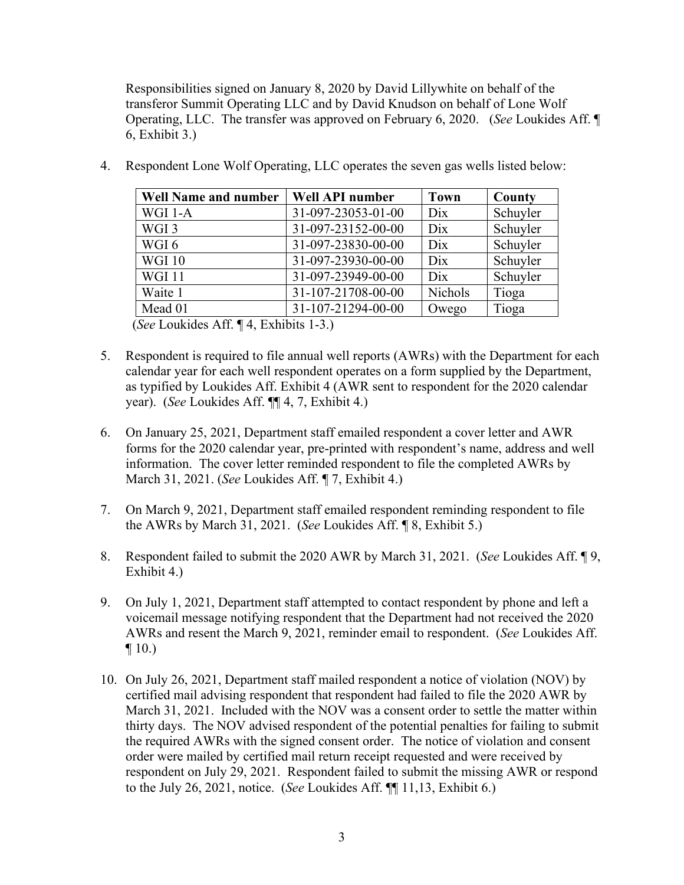Responsibilities signed on January 8, 2020 by David Lillywhite on behalf of the transferor Summit Operating LLC and by David Knudson on behalf of Lone Wolf Operating, LLC. The transfer was approved on February 6, 2020. (*See* Loukides Aff. ¶ 6, Exhibit 3.)

4. Respondent Lone Wolf Operating, LLC operates the seven gas wells listed below:

| Well Name and number | Well API number | Town | County |
|---|---|---|---|
| WGI 1-A | 31-097-23053-01-00 | Dix | Schuyler |
| WGI 3 | 31-097-23152-00-00 | Dix | Schuyler |
| WGI 6 | 31-097-23830-00-00 | Dix | Schuyler |
| WGI 10 | 31-097-23930-00-00 | Dix | Schuyler |
| WGI 11 | 31-097-23949-00-00 | Dix | Schuyler |
| Waite 1 | 31-107-21708-00-00 | Nichols | Tioga |
| Mead 01 | 31-107-21294-00-00 | Owego | Tioga |

(*See* Loukides Aff. ¶ 4, Exhibits 1-3.)

5. Respondent is required to file annual well reports (AWRs) with the Department for each calendar year for each well respondent operates on a form supplied by the Department, as typified by Loukides Aff. Exhibit 4 (AWR sent to respondent for the 2020 calendar year). (*See* Loukides Aff. ¶¶ 4, 7, Exhibit 4.)

6. On January 25, 2021, Department staff emailed respondent a cover letter and AWR forms for the 2020 calendar year, pre-printed with respondent's name, address and well information. The cover letter reminded respondent to file the completed AWRs by March 31, 2021. (*See* Loukides Aff. ¶ 7, Exhibit 4.)

7. On March 9, 2021, Department staff emailed respondent reminding respondent to file the AWRs by March 31, 2021. (*See* Loukides Aff. ¶ 8, Exhibit 5.)

8. Respondent failed to submit the 2020 AWR by March 31, 2021. (*See* Loukides Aff. ¶ 9, Exhibit 4.)

9. On July 1, 2021, Department staff attempted to contact respondent by phone and left a voicemail message notifying respondent that the Department had not received the 2020 AWRs and resent the March 9, 2021, reminder email to respondent. (*See* Loukides Aff. ¶ 10.)

10. On July 26, 2021, Department staff mailed respondent a notice of violation (NOV) by certified mail advising respondent that respondent had failed to file the 2020 AWR by March 31, 2021. Included with the NOV was a consent order to settle the matter within thirty days. The NOV advised respondent of the potential penalties for failing to submit the required AWRs with the signed consent order. The notice of violation and consent order were mailed by certified mail return receipt requested and were received by respondent on July 29, 2021. Respondent failed to submit the missing AWR or respond to the July 26, 2021, notice. (*See* Loukides Aff. ¶¶ 11,13, Exhibit 6.)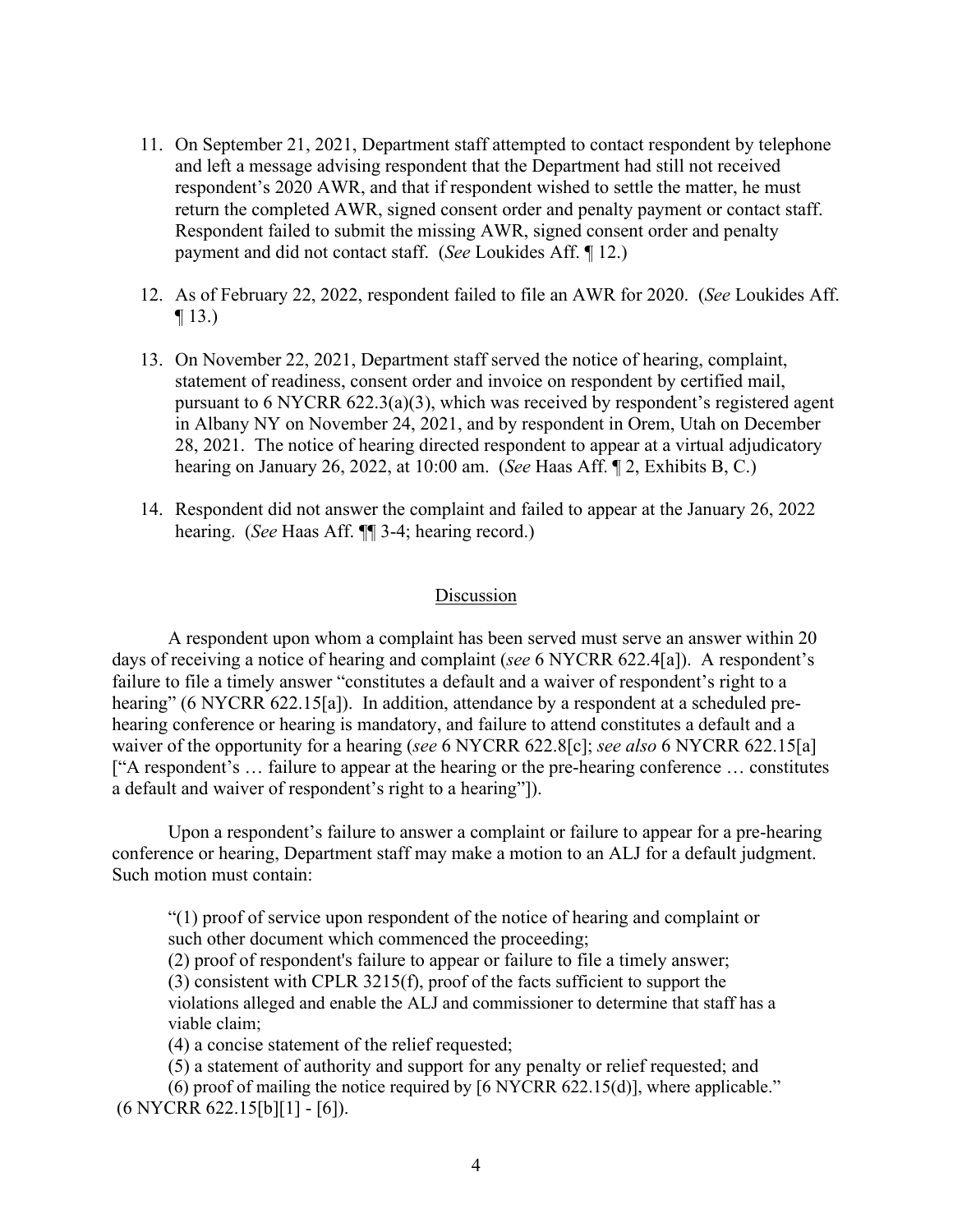11. On September 21, 2021, Department staff attempted to contact respondent by telephone and left a message advising respondent that the Department had still not received respondent's 2020 AWR, and that if respondent wished to settle the matter, he must return the completed AWR, signed consent order and penalty payment or contact staff. Respondent failed to submit the missing AWR, signed consent order and penalty payment and did not contact staff. (*See* Loukides Aff. ¶ 12.)

12. As of February 22, 2022, respondent failed to file an AWR for 2020. (*See* Loukides Aff. ¶ 13.)

13. On November 22, 2021, Department staff served the notice of hearing, complaint, statement of readiness, consent order and invoice on respondent by certified mail, pursuant to 6 NYCRR 622.3(a)(3), which was received by respondent's registered agent in Albany NY on November 24, 2021, and by respondent in Orem, Utah on December 28, 2021. The notice of hearing directed respondent to appear at a virtual adjudicatory hearing on January 26, 2022, at 10:00 am. (*See* Haas Aff. ¶ 2, Exhibits B, C.)

14. Respondent did not answer the complaint and failed to appear at the January 26, 2022 hearing. (*See* Haas Aff. ¶¶ 3-4; hearing record.)

## Discussion

A respondent upon whom a complaint has been served must serve an answer within 20 days of receiving a notice of hearing and complaint (*see* 6 NYCRR 622.4[a]). A respondent's failure to file a timely answer "constitutes a default and a waiver of respondent's right to a hearing" (6 NYCRR 622.15[a]). In addition, attendance by a respondent at a scheduled pre-hearing conference or hearing is mandatory, and failure to attend constitutes a default and a waiver of the opportunity for a hearing (*see* 6 NYCRR 622.8[c]; *see also* 6 NYCRR 622.15[a] ["A respondent's … failure to appear at the hearing or the pre-hearing conference … constitutes a default and waiver of respondent's right to a hearing"]).

Upon a respondent's failure to answer a complaint or failure to appear for a pre-hearing conference or hearing, Department staff may make a motion to an ALJ for a default judgment. Such motion must contain:

> "(1) proof of service upon respondent of the notice of hearing and complaint or such other document which commenced the proceeding;
> (2) proof of respondent's failure to appear or failure to file a timely answer;
> (3) consistent with CPLR 3215(f), proof of the facts sufficient to support the violations alleged and enable the ALJ and commissioner to determine that staff has a viable claim;
> (4) a concise statement of the relief requested;
> (5) a statement of authority and support for any penalty or relief requested; and
> (6) proof of mailing the notice required by [6 NYCRR 622.15(d)], where applicable."

(6 NYCRR 622.15[b][1] - [6]).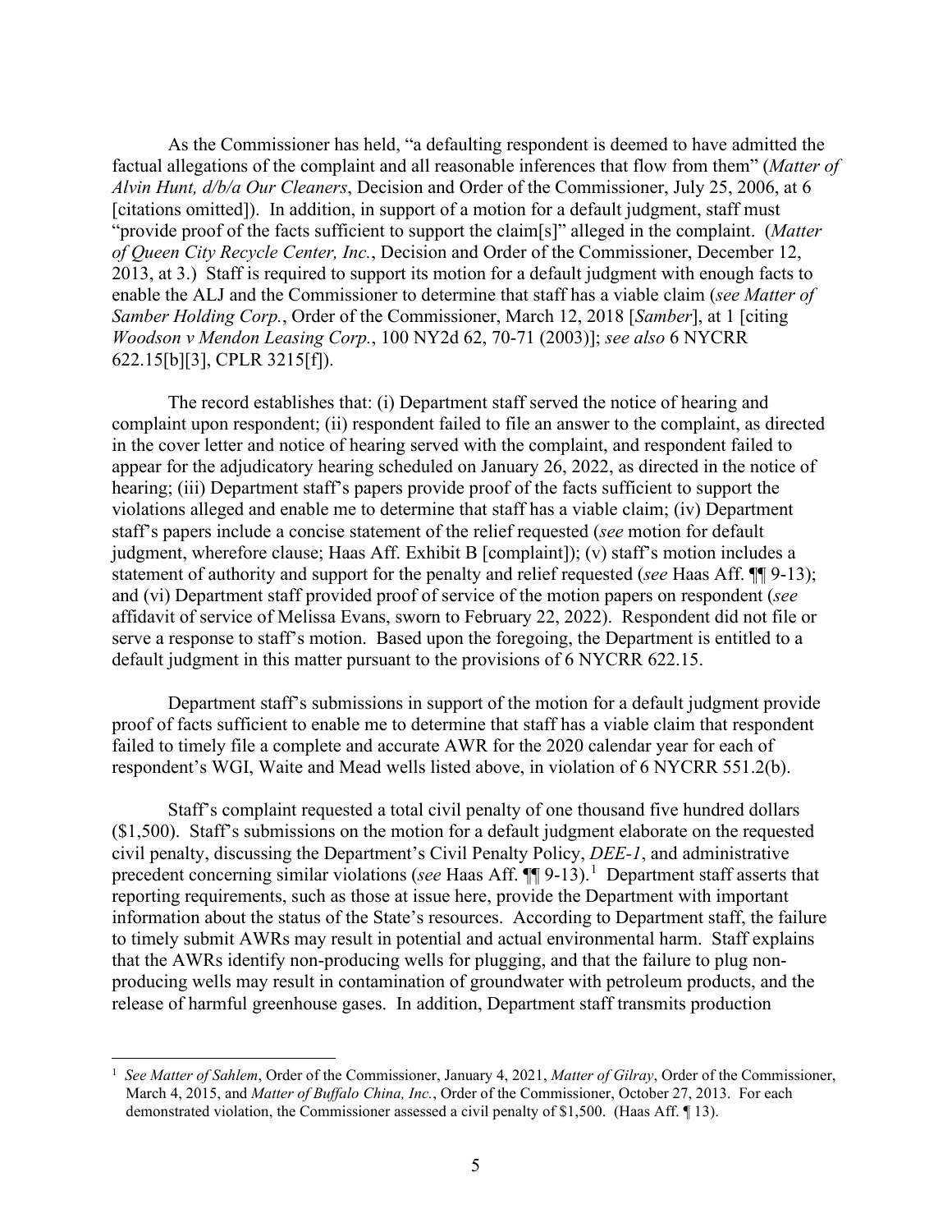As the Commissioner has held, "a defaulting respondent is deemed to have admitted the factual allegations of the complaint and all reasonable inferences that flow from them" (*Matter of Alvin Hunt, d/b/a Our Cleaners*, Decision and Order of the Commissioner, July 25, 2006, at 6 [citations omitted]). In addition, in support of a motion for a default judgment, staff must "provide proof of the facts sufficient to support the claim[s]" alleged in the complaint. (*Matter of Queen City Recycle Center, Inc.*, Decision and Order of the Commissioner, December 12, 2013, at 3.) Staff is required to support its motion for a default judgment with enough facts to enable the ALJ and the Commissioner to determine that staff has a viable claim (*see Matter of Samber Holding Corp.*, Order of the Commissioner, March 12, 2018 [*Samber*], at 1 [citing *Woodson v Mendon Leasing Corp.*, 100 NY2d 62, 70-71 (2003)]; *see also* 6 NYCRR 622.15[b][3], CPLR 3215[f]).

The record establishes that: (i) Department staff served the notice of hearing and complaint upon respondent; (ii) respondent failed to file an answer to the complaint, as directed in the cover letter and notice of hearing served with the complaint, and respondent failed to appear for the adjudicatory hearing scheduled on January 26, 2022, as directed in the notice of hearing; (iii) Department staff's papers provide proof of the facts sufficient to support the violations alleged and enable me to determine that staff has a viable claim; (iv) Department staff's papers include a concise statement of the relief requested (*see* motion for default judgment, wherefore clause; Haas Aff. Exhibit B [complaint]); (v) staff's motion includes a statement of authority and support for the penalty and relief requested (*see* Haas Aff. ¶¶ 9-13); and (vi) Department staff provided proof of service of the motion papers on respondent (*see* affidavit of service of Melissa Evans, sworn to February 22, 2022). Respondent did not file or serve a response to staff's motion. Based upon the foregoing, the Department is entitled to a default judgment in this matter pursuant to the provisions of 6 NYCRR 622.15.

Department staff's submissions in support of the motion for a default judgment provide proof of facts sufficient to enable me to determine that staff has a viable claim that respondent failed to timely file a complete and accurate AWR for the 2020 calendar year for each of respondent's WGI, Waite and Mead wells listed above, in violation of 6 NYCRR 551.2(b).

Staff's complaint requested a total civil penalty of one thousand five hundred dollars ($1,500). Staff's submissions on the motion for a default judgment elaborate on the requested civil penalty, discussing the Department's Civil Penalty Policy, *DEE-1*, and administrative precedent concerning similar violations (*see* Haas Aff. ¶¶ 9-13).[1] Department staff asserts that reporting requirements, such as those at issue here, provide the Department with important information about the status of the State's resources. According to Department staff, the failure to timely submit AWRs may result in potential and actual environmental harm. Staff explains that the AWRs identify non-producing wells for plugging, and that the failure to plug non-producing wells may result in contamination of groundwater with petroleum products, and the release of harmful greenhouse gases. In addition, Department staff transmits production

[1] *See Matter of Sahlem*, Order of the Commissioner, January 4, 2021, *Matter of Gilray*, Order of the Commissioner, March 4, 2015, and *Matter of Buffalo China, Inc.*, Order of the Commissioner, October 27, 2013. For each demonstrated violation, the Commissioner assessed a civil penalty of $1,500. (Haas Aff. ¶ 13).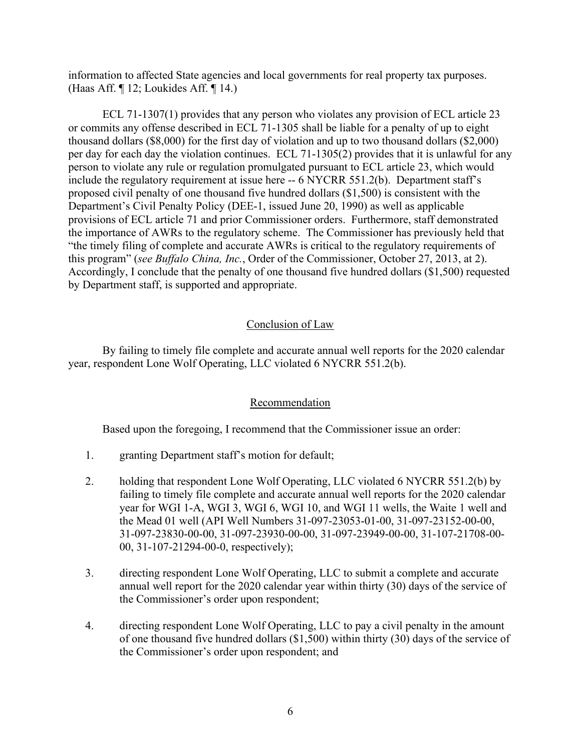information to affected State agencies and local governments for real property tax purposes. (Haas Aff. ¶ 12; Loukides Aff. ¶ 14.)

ECL 71-1307(1) provides that any person who violates any provision of ECL article 23 or commits any offense described in ECL 71-1305 shall be liable for a penalty of up to eight thousand dollars ($8,000) for the first day of violation and up to two thousand dollars ($2,000) per day for each day the violation continues. ECL 71-1305(2) provides that it is unlawful for any person to violate any rule or regulation promulgated pursuant to ECL article 23, which would include the regulatory requirement at issue here -- 6 NYCRR 551.2(b). Department staff's proposed civil penalty of one thousand five hundred dollars ($1,500) is consistent with the Department's Civil Penalty Policy (DEE-1, issued June 20, 1990) as well as applicable provisions of ECL article 71 and prior Commissioner orders. Furthermore, staff demonstrated the importance of AWRs to the regulatory scheme. The Commissioner has previously held that "the timely filing of complete and accurate AWRs is critical to the regulatory requirements of this program" (*see Buffalo China, Inc.*, Order of the Commissioner, October 27, 2013, at 2). Accordingly, I conclude that the penalty of one thousand five hundred dollars ($1,500) requested by Department staff, is supported and appropriate.

## Conclusion of Law

By failing to timely file complete and accurate annual well reports for the 2020 calendar year, respondent Lone Wolf Operating, LLC violated 6 NYCRR 551.2(b).

## Recommendation

Based upon the foregoing, I recommend that the Commissioner issue an order:

1. granting Department staff's motion for default;
2. holding that respondent Lone Wolf Operating, LLC violated 6 NYCRR 551.2(b) by failing to timely file complete and accurate annual well reports for the 2020 calendar year for WGI 1-A, WGI 3, WGI 6, WGI 10, and WGI 11 wells, the Waite 1 well and the Mead 01 well (API Well Numbers 31-097-23053-01-00, 31-097-23152-00-00, 31-097-23830-00-00, 31-097-23930-00-00, 31-097-23949-00-00, 31-107-21708-00-00, 31-107-21294-00-0, respectively);
3. directing respondent Lone Wolf Operating, LLC to submit a complete and accurate annual well report for the 2020 calendar year within thirty (30) days of the service of the Commissioner's order upon respondent;
4. directing respondent Lone Wolf Operating, LLC to pay a civil penalty in the amount of one thousand five hundred dollars ($1,500) within thirty (30) days of the service of the Commissioner's order upon respondent; and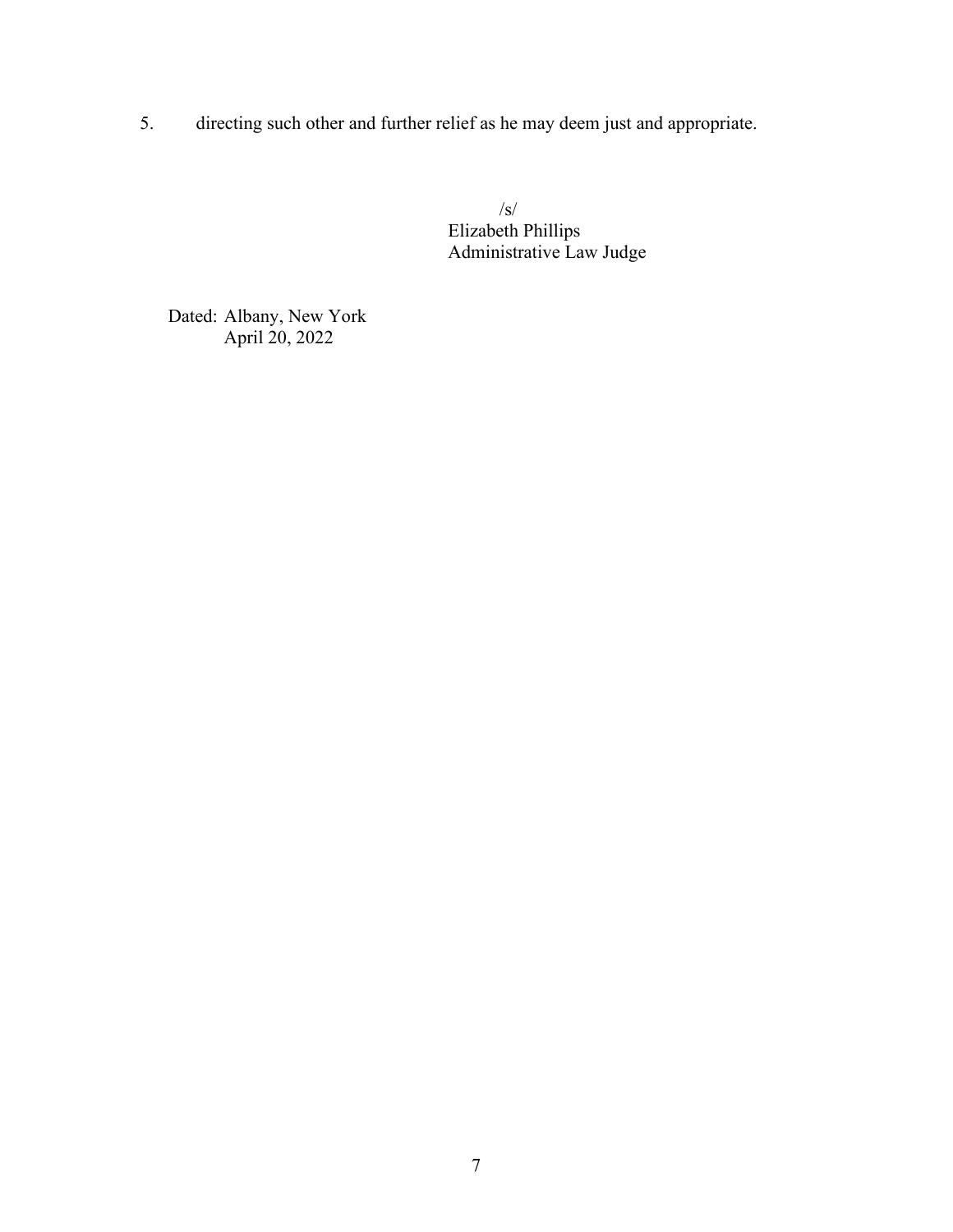5. directing such other and further relief as he may deem just and appropriate.

/s/
Elizabeth Phillips
Administrative Law Judge

Dated: Albany, New York
April 20, 2022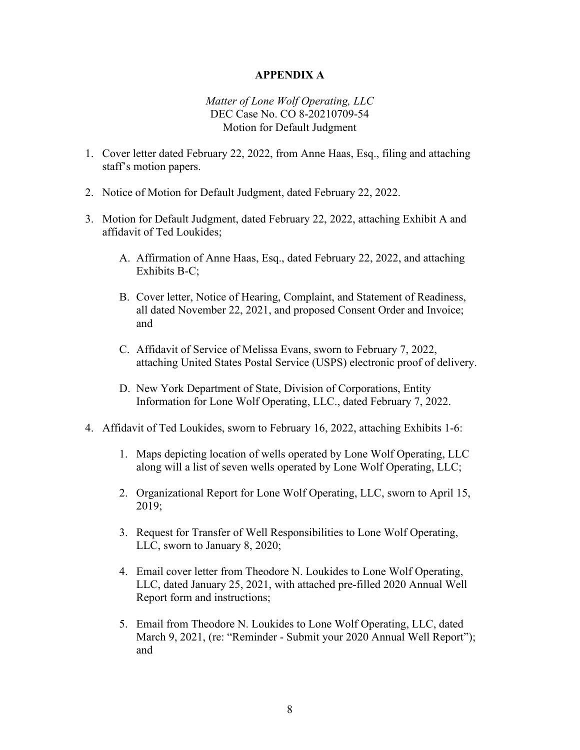# APPENDIX A

*Matter of Lone Wolf Operating, LLC*
DEC Case No. CO 8-20210709-54
Motion for Default Judgment

1. Cover letter dated February 22, 2022, from Anne Haas, Esq., filing and attaching staff's motion papers.

2. Notice of Motion for Default Judgment, dated February 22, 2022.

3. Motion for Default Judgment, dated February 22, 2022, attaching Exhibit A and affidavit of Ted Loukides;

   A. Affirmation of Anne Haas, Esq., dated February 22, 2022, and attaching Exhibits B-C;

   B. Cover letter, Notice of Hearing, Complaint, and Statement of Readiness, all dated November 22, 2021, and proposed Consent Order and Invoice; and

   C. Affidavit of Service of Melissa Evans, sworn to February 7, 2022, attaching United States Postal Service (USPS) electronic proof of delivery.

   D. New York Department of State, Division of Corporations, Entity Information for Lone Wolf Operating, LLC., dated February 7, 2022.

4. Affidavit of Ted Loukides, sworn to February 16, 2022, attaching Exhibits 1-6:

   1. Maps depicting location of wells operated by Lone Wolf Operating, LLC along will a list of seven wells operated by Lone Wolf Operating, LLC;

   2. Organizational Report for Lone Wolf Operating, LLC, sworn to April 15, 2019;

   3. Request for Transfer of Well Responsibilities to Lone Wolf Operating, LLC, sworn to January 8, 2020;

   4. Email cover letter from Theodore N. Loukides to Lone Wolf Operating, LLC, dated January 25, 2021, with attached pre-filled 2020 Annual Well Report form and instructions;

   5. Email from Theodore N. Loukides to Lone Wolf Operating, LLC, dated March 9, 2021, (re: "Reminder - Submit your 2020 Annual Well Report"); and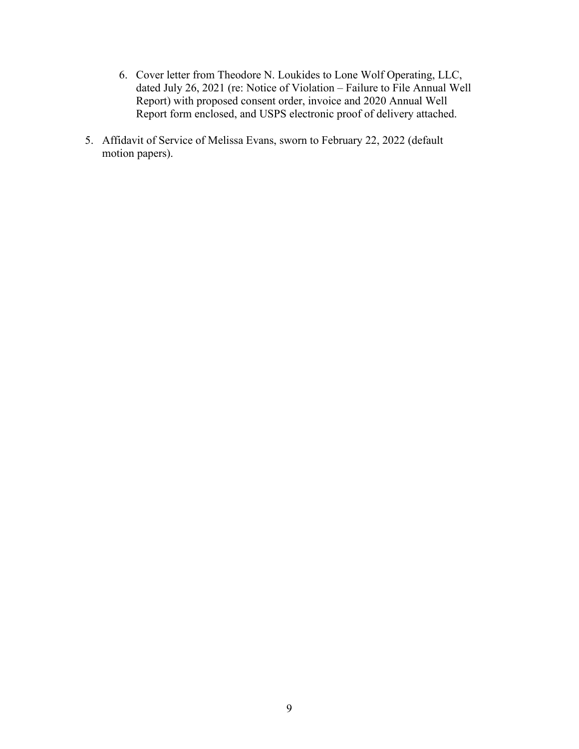6. Cover letter from Theodore N. Loukides to Lone Wolf Operating, LLC, dated July 26, 2021 (re: Notice of Violation – Failure to File Annual Well Report) with proposed consent order, invoice and 2020 Annual Well Report form enclosed, and USPS electronic proof of delivery attached.

5. Affidavit of Service of Melissa Evans, sworn to February 22, 2022 (default motion papers).